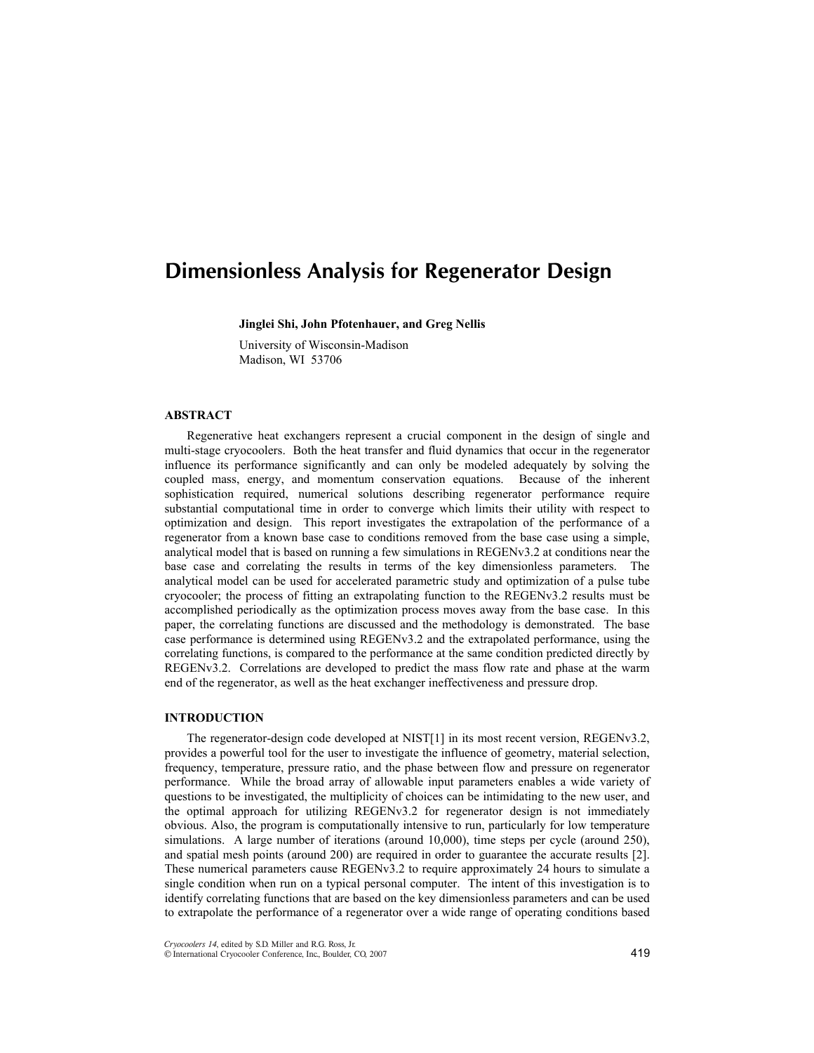# Dimensionless Analysis for Regenerator Design

**Jinglei Shi, John Pfotenhauer, and Greg Nellis**

University of Wisconsin-Madison
Madison, WI 53706

## ABSTRACT

Regenerative heat exchangers represent a crucial component in the design of single and multi-stage cryocoolers. Both the heat transfer and fluid dynamics that occur in the regenerator influence its performance significantly and can only be modeled adequately by solving the coupled mass, energy, and momentum conservation equations. Because of the inherent sophistication required, numerical solutions describing regenerator performance require substantial computational time in order to converge which limits their utility with respect to optimization and design. This report investigates the extrapolation of the performance of a regenerator from a known base case to conditions removed from the base case using a simple, analytical model that is based on running a few simulations in REGENv3.2 at conditions near the base case and correlating the results in terms of the key dimensionless parameters. The analytical model can be used for accelerated parametric study and optimization of a pulse tube cryocooler; the process of fitting an extrapolating function to the REGENv3.2 results must be accomplished periodically as the optimization process moves away from the base case. In this paper, the correlating functions are discussed and the methodology is demonstrated. The base case performance is determined using REGENv3.2 and the extrapolated performance, using the correlating functions, is compared to the performance at the same condition predicted directly by REGENv3.2. Correlations are developed to predict the mass flow rate and phase at the warm end of the regenerator, as well as the heat exchanger ineffectiveness and pressure drop.

## INTRODUCTION

The regenerator-design code developed at NIST[1] in its most recent version, REGENv3.2, provides a powerful tool for the user to investigate the influence of geometry, material selection, frequency, temperature, pressure ratio, and the phase between flow and pressure on regenerator performance. While the broad array of allowable input parameters enables a wide variety of questions to be investigated, the multiplicity of choices can be intimidating to the new user, and the optimal approach for utilizing REGENv3.2 for regenerator design is not immediately obvious. Also, the program is computationally intensive to run, particularly for low temperature simulations. A large number of iterations (around 10,000), time steps per cycle (around 250), and spatial mesh points (around 200) are required in order to guarantee the accurate results [2]. These numerical parameters cause REGENv3.2 to require approximately 24 hours to simulate a single condition when run on a typical personal computer. The intent of this investigation is to identify correlating functions that are based on the key dimensionless parameters and can be used to extrapolate the performance of a regenerator over a wide range of operating conditions based

*Cryocoolers 14*, edited by S.D. Miller and R.G. Ross, Jr.
© International Cryocooler Conference, Inc., Boulder, CO, 2007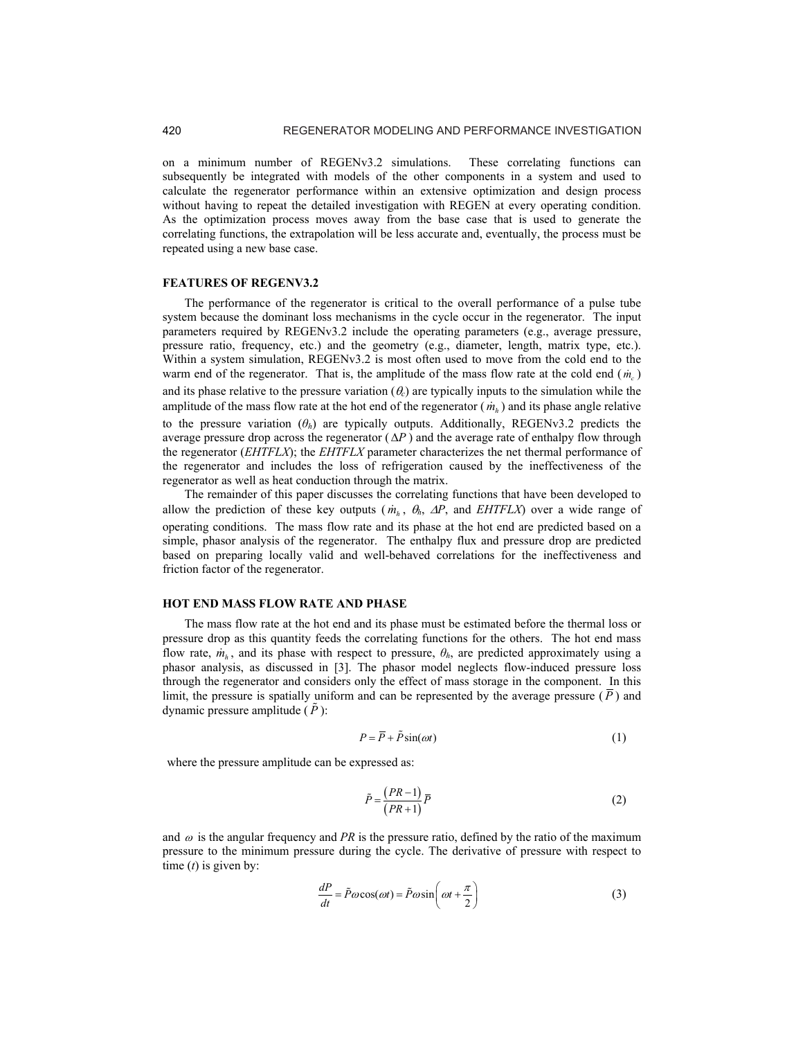on a minimum number of REGENv3.2 simulations. These correlating functions can subsequently be integrated with models of the other components in a system and used to calculate the regenerator performance within an extensive optimization and design process without having to repeat the detailed investigation with REGEN at every operating condition. As the optimization process moves away from the base case that is used to generate the correlating functions, the extrapolation will be less accurate and, eventually, the process must be repeated using a new base case.

## FEATURES OF REGENV3.2

The performance of the regenerator is critical to the overall performance of a pulse tube system because the dominant loss mechanisms in the cycle occur in the regenerator. The input parameters required by REGENv3.2 include the operating parameters (e.g., average pressure, pressure ratio, frequency, etc.) and the geometry (e.g., diameter, length, matrix type, etc.). Within a system simulation, REGENv3.2 is most often used to move from the cold end to the warm end of the regenerator. That is, the amplitude of the mass flow rate at the cold end ($\dot{m}_c$) and its phase relative to the pressure variation ($\theta_c$) are typically inputs to the simulation while the amplitude of the mass flow rate at the hot end of the regenerator ($\dot{m}_h$) and its phase angle relative to the pressure variation ($\theta_h$) are typically outputs. Additionally, REGENv3.2 predicts the average pressure drop across the regenerator ($\Delta P$) and the average rate of enthalpy flow through the regenerator (*EHTFLX*); the *EHTFLX* parameter characterizes the net thermal performance of the regenerator and includes the loss of refrigeration caused by the ineffectiveness of the regenerator as well as heat conduction through the matrix.

The remainder of this paper discusses the correlating functions that have been developed to allow the prediction of these key outputs ($\dot{m}_h$, $\theta_h$, $\Delta P$, and *EHTFLX*) over a wide range of operating conditions. The mass flow rate and its phase at the hot end are predicted based on a simple, phasor analysis of the regenerator. The enthalpy flux and pressure drop are predicted based on preparing locally valid and well-behaved correlations for the ineffectiveness and friction factor of the regenerator.

## HOT END MASS FLOW RATE AND PHASE

The mass flow rate at the hot end and its phase must be estimated before the thermal loss or pressure drop as this quantity feeds the correlating functions for the others. The hot end mass flow rate, $\dot{m}_h$, and its phase with respect to pressure, $\theta_h$, are predicted approximately using a phasor analysis, as discussed in [3]. The phasor model neglects flow-induced pressure loss through the regenerator and considers only the effect of mass storage in the component. In this limit, the pressure is spatially uniform and can be represented by the average pressure ($\overline{P}$) and dynamic pressure amplitude ($\tilde{P}$):

$$P = \overline{P} + \tilde{P}\sin(\omega t) \tag{1}$$

where the pressure amplitude can be expressed as:

$$\tilde{P} = \frac{(PR-1)}{(PR+1)}\overline{P} \tag{2}$$

and $\omega$ is the angular frequency and *PR* is the pressure ratio, defined by the ratio of the maximum pressure to the minimum pressure during the cycle. The derivative of pressure with respect to time ($t$) is given by:

$$\frac{dP}{dt} = \tilde{P}\omega\cos(\omega t) = \tilde{P}\omega\sin\left(\omega t + \frac{\pi}{2}\right) \tag{3}$$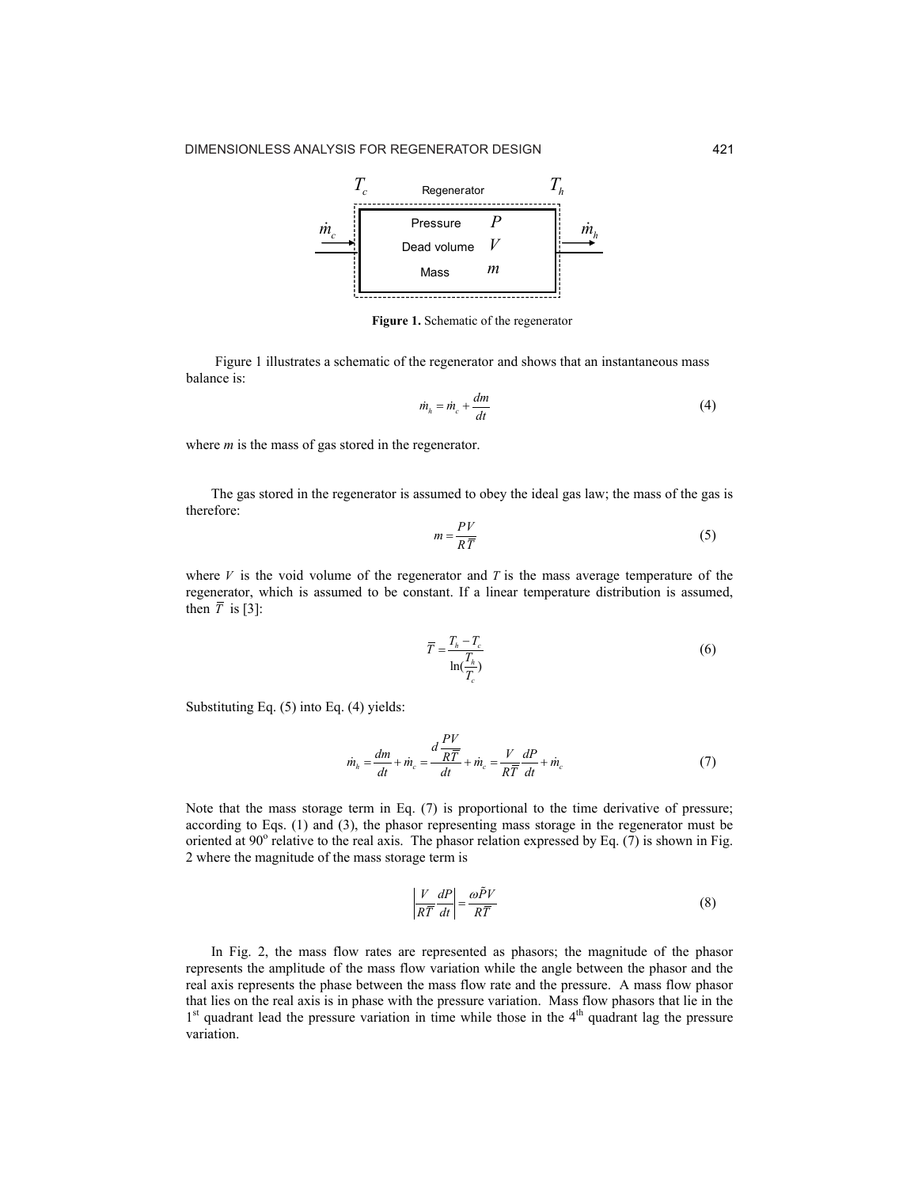$T_c$ Regenerator $T_h$

Pressure $P$

Dead volume $V$

Mass $m$

$\dot{m}_c$ $\dot{m}_h$

**Figure 1.** Schematic of the regenerator

Figure 1 illustrates a schematic of the regenerator and shows that an instantaneous mass balance is:

$$\dot{m}_h = \dot{m}_c + \frac{dm}{dt} \tag{4}$$

where *m* is the mass of gas stored in the regenerator.

The gas stored in the regenerator is assumed to obey the ideal gas law; the mass of the gas is therefore:

$$m = \frac{PV}{R\overline{T}} \tag{5}$$

where $V$ is the void volume of the regenerator and $T$ is the mass average temperature of the regenerator, which is assumed to be constant. If a linear temperature distribution is assumed, then $\overline{T}$ is [3]:

$$\overline{T} = \frac{T_h - T_c}{\ln(\frac{T_h}{T_c})} \tag{6}$$

Substituting Eq. (5) into Eq. (4) yields:

$$\dot{m}_h = \frac{dm}{dt} + \dot{m}_c = \frac{d\frac{PV}{R\overline{T}}}{dt} + \dot{m}_c = \frac{V}{R\overline{T}}\frac{dP}{dt} + \dot{m}_c \tag{7}$$

Note that the mass storage term in Eq. (7) is proportional to the time derivative of pressure; according to Eqs. (1) and (3), the phasor representing mass storage in the regenerator must be oriented at 90° relative to the real axis. The phasor relation expressed by Eq. (7) is shown in Fig. 2 where the magnitude of the mass storage term is

$$\left|\frac{V}{R\overline{T}}\frac{dP}{dt}\right| = \frac{\omega\tilde{P}V}{R\overline{T}} \tag{8}$$

In Fig. 2, the mass flow rates are represented as phasors; the magnitude of the phasor represents the amplitude of the mass flow variation while the angle between the phasor and the real axis represents the phase between the mass flow rate and the pressure. A mass flow phasor that lies on the real axis is in phase with the pressure variation. Mass flow phasors that lie in the 1st quadrant lead the pressure variation in time while those in the 4th quadrant lag the pressure variation.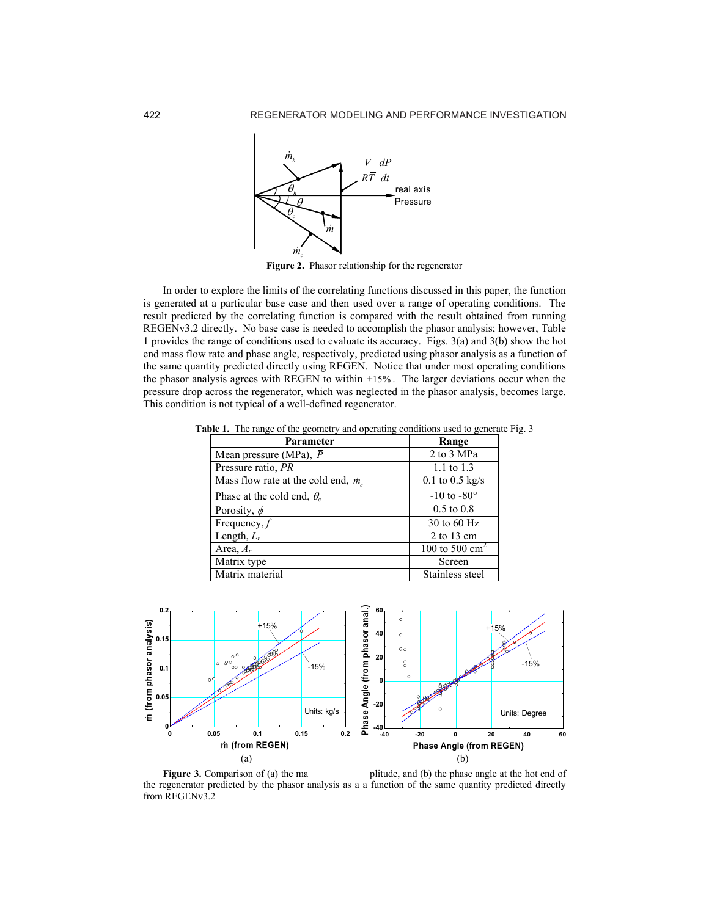Figure 2. Phasor relationship for the regenerator

In order to explore the limits of the correlating functions discussed in this paper, the function is generated at a particular base case and then used over a range of operating conditions. The result predicted by the correlating function is compared with the result obtained from running REGENv3.2 directly. No base case is needed to accomplish the phasor analysis; however, Table 1 provides the range of conditions used to evaluate its accuracy. Figs. 3(a) and 3(b) show the hot end mass flow rate and phase angle, respectively, predicted using phasor analysis as a function of the same quantity predicted directly using REGEN. Notice that under most operating conditions the phasor analysis agrees with REGEN to within ±15%. The larger deviations occur when the pressure drop across the regenerator, which was neglected in the phasor analysis, becomes large. This condition is not typical of a well-defined regenerator.

**Table 1.** The range of the geometry and operating conditions used to generate Fig. 3

| Parameter | Range |
|---|---|
| Mean pressure (MPa), $\bar{P}$ | 2 to 3 MPa |
| Pressure ratio, *PR* | 1.1 to 1.3 |
| Mass flow rate at the cold end, $\dot{m}_c$ | 0.1 to 0.5 kg/s |
| Phase at the cold end, $\theta_c$ | -10 to -80° |
| Porosity, $\phi$ | 0.5 to 0.8 |
| Frequency, *f* | 30 to 60 Hz |
| Length, $L_r$ | 2 to 13 cm |
| Area, $A_r$ | 100 to 500 cm$^2$ |
| Matrix type | Screen |
| Matrix material | Stainless steel |

**Figure 3.** Comparison of (a) the mass flow amplitude, and (b) the phase angle at the hot end of the regenerator predicted by the phasor analysis as a a function of the same quantity predicted directly from REGENv3.2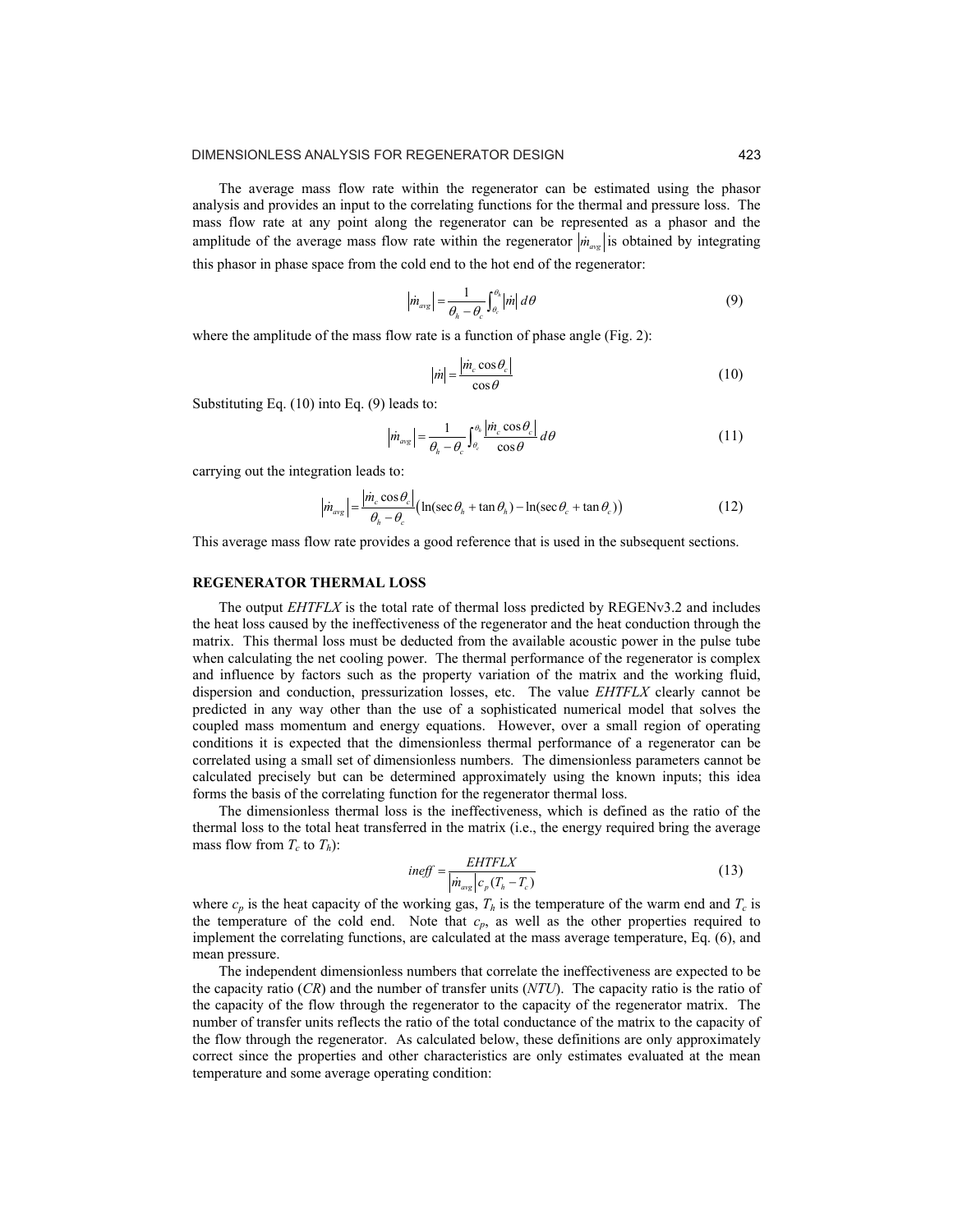The average mass flow rate within the regenerator can be estimated using the phasor analysis and provides an input to the correlating functions for the thermal and pressure loss. The mass flow rate at any point along the regenerator can be represented as a phasor and the amplitude of the average mass flow rate within the regenerator $|\dot{m}_{avg}|$ is obtained by integrating this phasor in phase space from the cold end to the hot end of the regenerator:

$$|\dot{m}_{avg}| = \frac{1}{\theta_h - \theta_c} \int_{\theta_c}^{\theta_h} |\dot{m}| \, d\theta \tag{9}$$

where the amplitude of the mass flow rate is a function of phase angle (Fig. 2):

$$|\dot{m}| = \frac{|\dot{m}_c \cos\theta_c|}{\cos\theta} \tag{10}$$

Substituting Eq. (10) into Eq. (9) leads to:

$$|\dot{m}_{avg}| = \frac{1}{\theta_h - \theta_c} \int_{\theta_c}^{\theta_h} \frac{|\dot{m}_c \cos\theta_c|}{\cos\theta} \, d\theta \tag{11}$$

carrying out the integration leads to:

$$|\dot{m}_{avg}| = \frac{|\dot{m}_c \cos\theta_c|}{\theta_h - \theta_c} \left( \ln(\sec\theta_h + \tan\theta_h) - \ln(\sec\theta_c + \tan\theta_c) \right) \tag{12}$$

This average mass flow rate provides a good reference that is used in the subsequent sections.

## REGENERATOR THERMAL LOSS

The output *EHTFLX* is the total rate of thermal loss predicted by REGENv3.2 and includes the heat loss caused by the ineffectiveness of the regenerator and the heat conduction through the matrix. This thermal loss must be deducted from the available acoustic power in the pulse tube when calculating the net cooling power. The thermal performance of the regenerator is complex and influence by factors such as the property variation of the matrix and the working fluid, dispersion and conduction, pressurization losses, etc. The value *EHTFLX* clearly cannot be predicted in any way other than the use of a sophisticated numerical model that solves the coupled mass momentum and energy equations. However, over a small region of operating conditions it is expected that the dimensionless thermal performance of a regenerator can be correlated using a small set of dimensionless numbers. The dimensionless parameters cannot be calculated precisely but can be determined approximately using the known inputs; this idea forms the basis of the correlating function for the regenerator thermal loss.

The dimensionless thermal loss is the ineffectiveness, which is defined as the ratio of the thermal loss to the total heat transferred in the matrix (i.e., the energy required bring the average mass flow from $T_c$ to $T_h$):

$$ineff = \frac{EHTFLX}{|\dot{m}_{avg}| c_p (T_h - T_c)} \tag{13}$$

where $c_p$ is the heat capacity of the working gas, $T_h$ is the temperature of the warm end and $T_c$ is the temperature of the cold end. Note that $c_p$, as well as the other properties required to implement the correlating functions, are calculated at the mass average temperature, Eq. (6), and mean pressure.

The independent dimensionless numbers that correlate the ineffectiveness are expected to be the capacity ratio (*CR*) and the number of transfer units (*NTU*). The capacity ratio is the ratio of the capacity of the flow through the regenerator to the capacity of the regenerator matrix. The number of transfer units reflects the ratio of the total conductance of the matrix to the capacity of the flow through the regenerator. As calculated below, these definitions are only approximately correct since the properties and other characteristics are only estimates evaluated at the mean temperature and some average operating condition: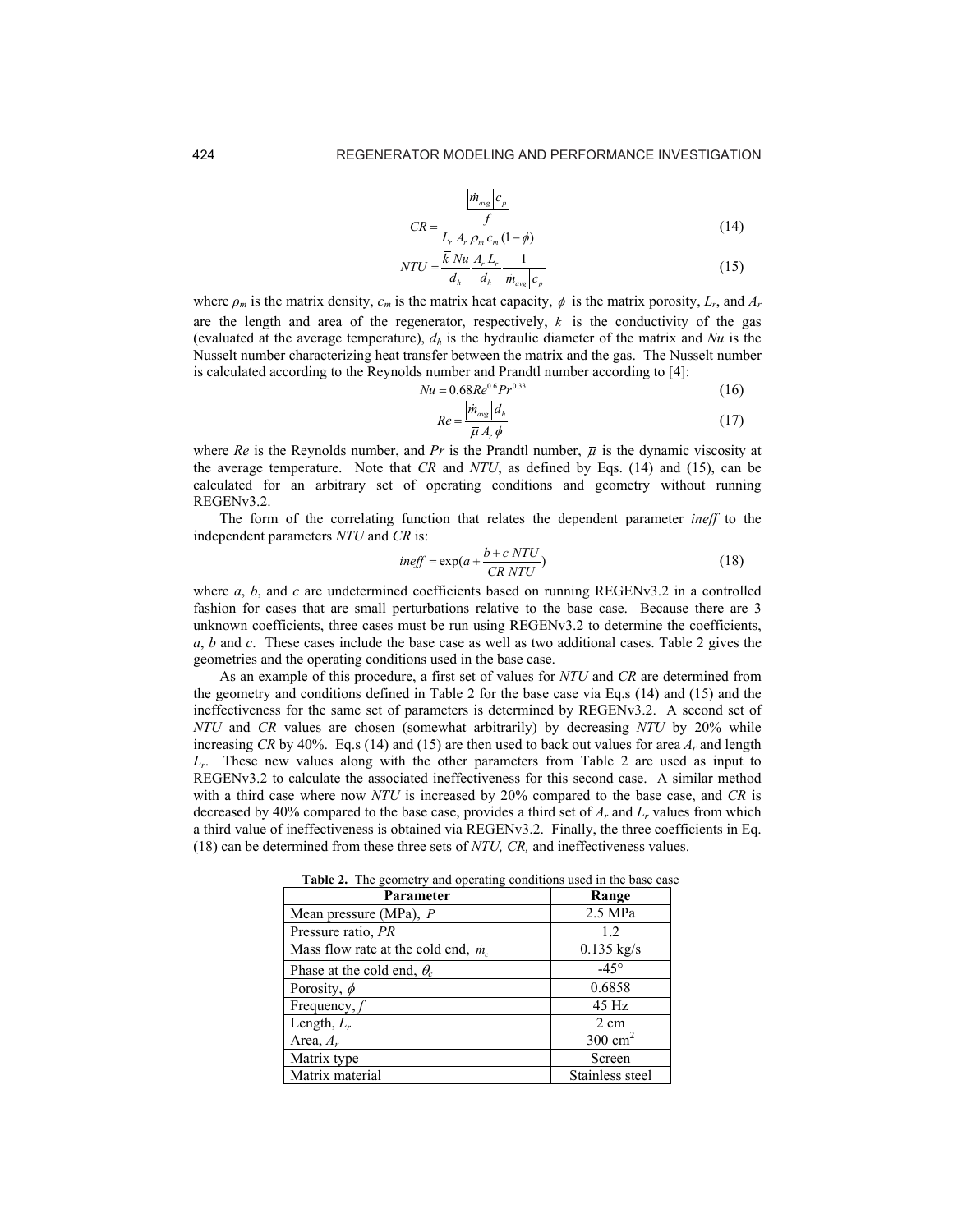$$CR = \frac{\dfrac{|\dot{m}_{avg}|\, c_p}{f}}{L_r\, A_r\, \rho_m\, c_m\, (1-\phi)} \tag{14}$$

$$NTU = \frac{\overline{k}\, Nu}{d_h} \frac{A_r\, L_r}{d_h} \frac{1}{|\dot{m}_{avg}|\, c_p} \tag{15}$$

where $\rho_m$ is the matrix density, $c_m$ is the matrix heat capacity, $\phi$ is the matrix porosity, $L_r$, and $A_r$ are the length and area of the regenerator, respectively, $\overline{k}$ is the conductivity of the gas (evaluated at the average temperature), $d_h$ is the hydraulic diameter of the matrix and $Nu$ is the Nusselt number characterizing heat transfer between the matrix and the gas. The Nusselt number is calculated according to the Reynolds number and Prandtl number according to [4]:

$$Nu = 0.68 Re^{0.6} Pr^{0.33} \tag{16}$$

$$Re = \frac{|\dot{m}_{avg}|\, d_h}{\overline{\mu}\, A_r\, \phi} \tag{17}$$

where $Re$ is the Reynolds number, and $Pr$ is the Prandtl number, $\overline{\mu}$ is the dynamic viscosity at the average temperature. Note that $CR$ and $NTU$, as defined by Eqs. (14) and (15), can be calculated for an arbitrary set of operating conditions and geometry without running REGENv3.2.

The form of the correlating function that relates the dependent parameter *ineff* to the independent parameters $NTU$ and $CR$ is:

$$ineff = \exp\left(a + \frac{b + c\, NTU}{CR\, NTU}\right) \tag{18}$$

where $a$, $b$, and $c$ are undetermined coefficients based on running REGENv3.2 in a controlled fashion for cases that are small perturbations relative to the base case. Because there are 3 unknown coefficients, three cases must be run using REGENv3.2 to determine the coefficients, $a$, $b$ and $c$. These cases include the base case as well as two additional cases. Table 2 gives the geometries and the operating conditions used in the base case.

As an example of this procedure, a first set of values for $NTU$ and $CR$ are determined from the geometry and conditions defined in Table 2 for the base case via Eq.s (14) and (15) and the ineffectiveness for the same set of parameters is determined by REGENv3.2. A second set of $NTU$ and $CR$ values are chosen (somewhat arbitrarily) by decreasing $NTU$ by 20% while increasing $CR$ by 40%. Eq.s (14) and (15) are then used to back out values for area $A_r$ and length $L_r$. These new values along with the other parameters from Table 2 are used as input to REGENv3.2 to calculate the associated ineffectiveness for this second case. A similar method with a third case where now $NTU$ is increased by 20% compared to the base case, and $CR$ is decreased by 40% compared to the base case, provides a third set of $A_r$ and $L_r$ values from which a third value of ineffectiveness is obtained via REGENv3.2. Finally, the three coefficients in Eq. (18) can be determined from these three sets of $NTU$, $CR$, and ineffectiveness values.

**Table 2.** The geometry and operating conditions used in the base case

| Parameter | Range |
|---|---|
| Mean pressure (MPa), $\overline{P}$ | 2.5 MPa |
| Pressure ratio, $PR$ | 1.2 |
| Mass flow rate at the cold end, $\dot{m}_c$ | 0.135 kg/s |
| Phase at the cold end, $\theta_c$ | -45° |
| Porosity, $\phi$ | 0.6858 |
| Frequency, $f$ | 45 Hz |
| Length, $L_r$ | 2 cm |
| Area, $A_r$ | 300 cm$^2$ |
| Matrix type | Screen |
| Matrix material | Stainless steel |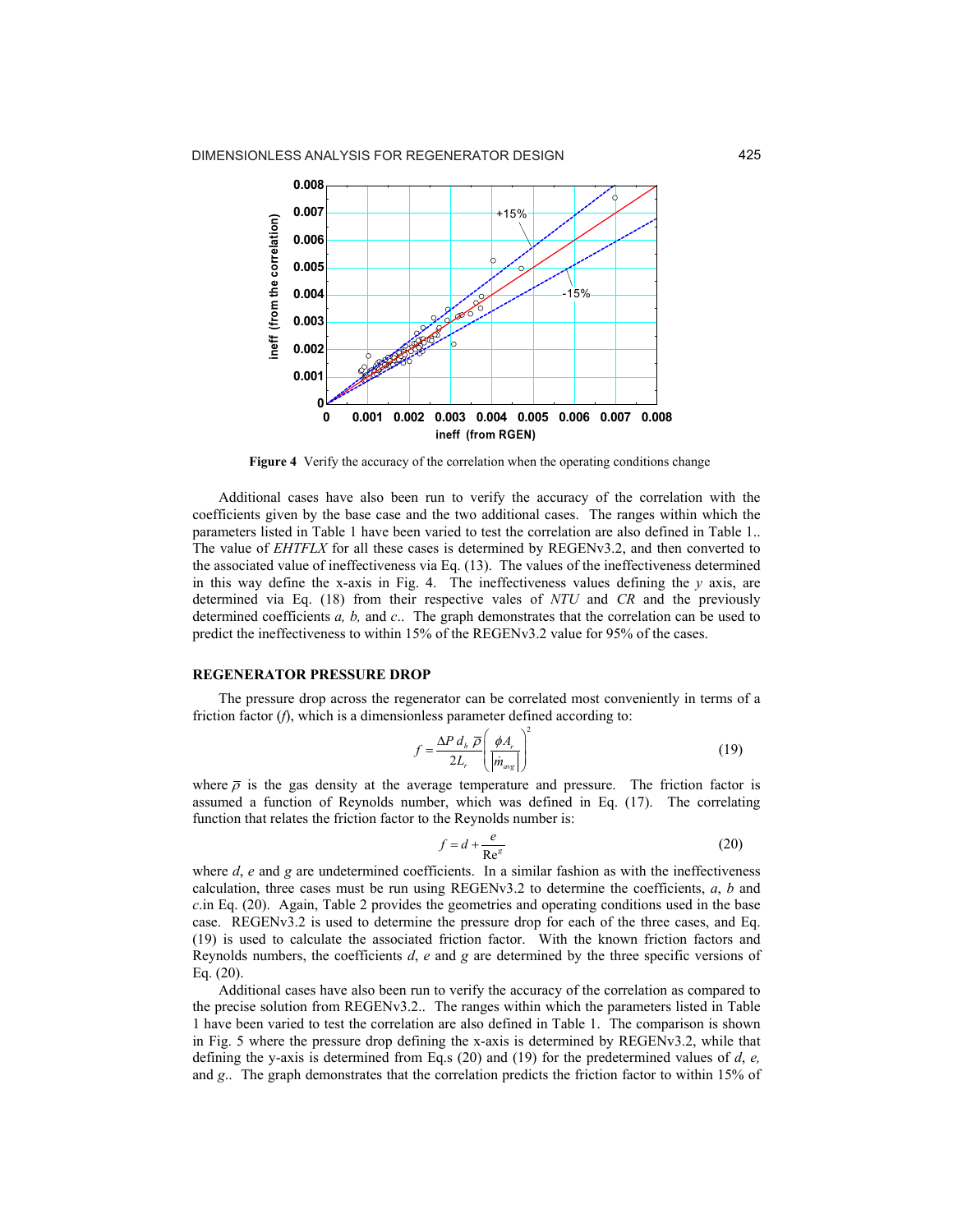**Figure 4** Verify the accuracy of the correlation when the operating conditions change

Additional cases have also been run to verify the accuracy of the correlation with the coefficients given by the base case and the two additional cases. The ranges within which the parameters listed in Table 1 have been varied to test the correlation are also defined in Table 1.. The value of *EHTFLX* for all these cases is determined by REGENv3.2, and then converted to the associated value of ineffectiveness via Eq. (13). The values of the ineffectiveness determined in this way define the x-axis in Fig. 4. The ineffectiveness values defining the *y* axis, are determined via Eq. (18) from their respective vales of *NTU* and *CR* and the previously determined coefficients *a, b,* and *c*.. The graph demonstrates that the correlation can be used to predict the ineffectiveness to within 15% of the REGENv3.2 value for 95% of the cases.

## REGENERATOR PRESSURE DROP

The pressure drop across the regenerator can be correlated most conveniently in terms of a friction factor ($f$), which is a dimensionless parameter defined according to:

$$f = \frac{\Delta P \, d_h \, \bar{\rho}}{2L_r}\left(\frac{\phi A_r}{|\dot{m}_{avg}|}\right)^2 \tag{19}$$

where $\bar{\rho}$ is the gas density at the average temperature and pressure. The friction factor is assumed a function of Reynolds number, which was defined in Eq. (17). The correlating function that relates the friction factor to the Reynolds number is:

$$f = d + \frac{e}{\mathrm{Re}^g} \tag{20}$$

where $d$, $e$ and $g$ are undetermined coefficients. In a similar fashion as with the ineffectiveness calculation, three cases must be run using REGENv3.2 to determine the coefficients, $a$, $b$ and $c$.in Eq. (20). Again, Table 2 provides the geometries and operating conditions used in the base case. REGENv3.2 is used to determine the pressure drop for each of the three cases, and Eq. (19) is used to calculate the associated friction factor. With the known friction factors and Reynolds numbers, the coefficients $d$, $e$ and $g$ are determined by the three specific versions of Eq. (20).

Additional cases have also been run to verify the accuracy of the correlation as compared to the precise solution from REGENv3.2.. The ranges within which the parameters listed in Table 1 have been varied to test the correlation are also defined in Table 1. The comparison is shown in Fig. 5 where the pressure drop defining the x-axis is determined by REGENv3.2, while that defining the y-axis is determined from Eq.s (20) and (19) for the predetermined values of $d$, $e$, and $g$.. The graph demonstrates that the correlation predicts the friction factor to within 15% of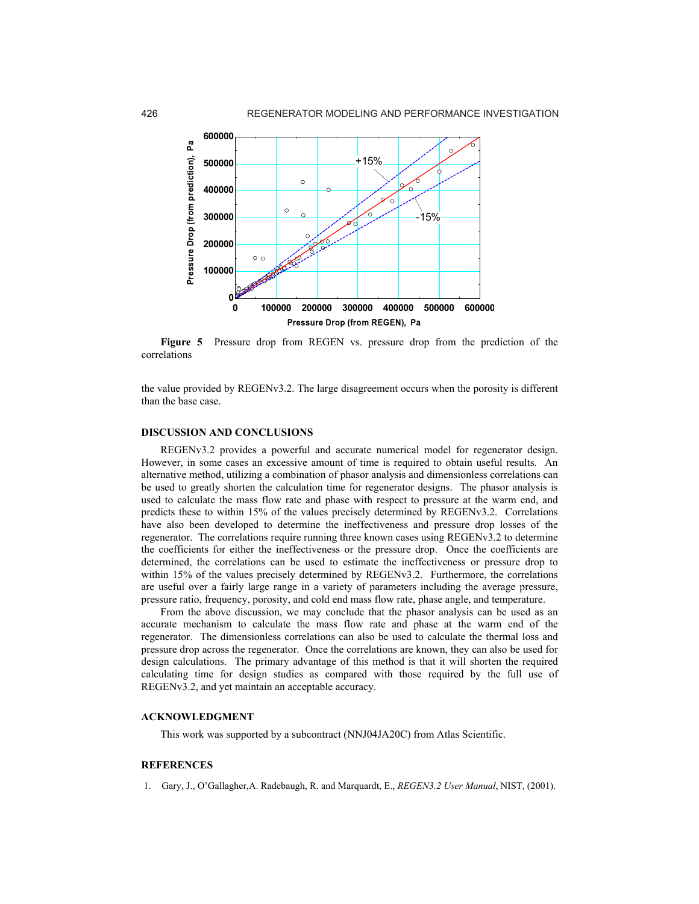**Figure 5** Pressure drop from REGEN vs. pressure drop from the prediction of the correlations

the value provided by REGENv3.2. The large disagreement occurs when the porosity is different than the base case.

## DISCUSSION AND CONCLUSIONS

REGENv3.2 provides a powerful and accurate numerical model for regenerator design. However, in some cases an excessive amount of time is required to obtain useful results. An alternative method, utilizing a combination of phasor analysis and dimensionless correlations can be used to greatly shorten the calculation time for regenerator designs. The phasor analysis is used to calculate the mass flow rate and phase with respect to pressure at the warm end, and predicts these to within 15% of the values precisely determined by REGENv3.2. Correlations have also been developed to determine the ineffectiveness and pressure drop losses of the regenerator. The correlations require running three known cases using REGENv3.2 to determine the coefficients for either the ineffectiveness or the pressure drop. Once the coefficients are determined, the correlations can be used to estimate the ineffectiveness or pressure drop to within 15% of the values precisely determined by REGENv3.2. Furthermore, the correlations are useful over a fairly large range in a variety of parameters including the average pressure, pressure ratio, frequency, porosity, and cold end mass flow rate, phase angle, and temperature.

From the above discussion, we may conclude that the phasor analysis can be used as an accurate mechanism to calculate the mass flow rate and phase at the warm end of the regenerator. The dimensionless correlations can also be used to calculate the thermal loss and pressure drop across the regenerator. Once the correlations are known, they can also be used for design calculations. The primary advantage of this method is that it will shorten the required calculating time for design studies as compared with those required by the full use of REGENv3.2, and yet maintain an acceptable accuracy.

## ACKNOWLEDGMENT

This work was supported by a subcontract (NNJ04JA20C) from Atlas Scientific.

## REFERENCES

1. Gary, J., O'Gallagher,A. Radebaugh, R. and Marquardt, E., *REGEN3.2 User Manual*, NIST, (2001).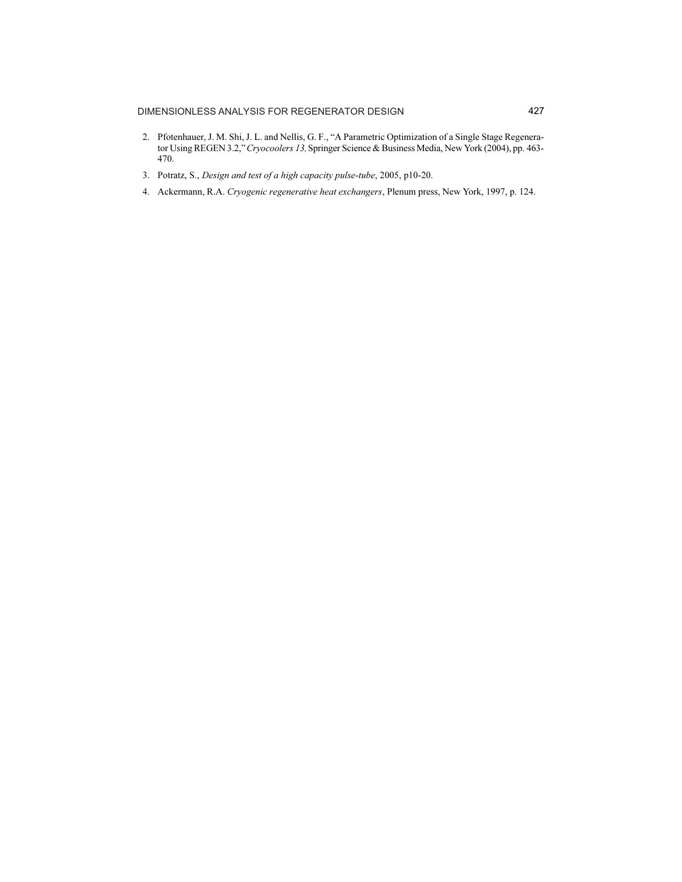2. Pfotenhauer, J. M. Shi, J. L. and Nellis, G. F., "A Parametric Optimization of a Single Stage Regenerator Using REGEN 3.2," *Cryocoolers 13,* Springer Science & Business Media, New York (2004), pp. 463-470.
3. Potratz, S., *Design and test of a high capacity pulse-tube*, 2005, p10-20.
4. Ackermann, R.A. *Cryogenic regenerative heat exchangers*, Plenum press, New York, 1997, p. 124.